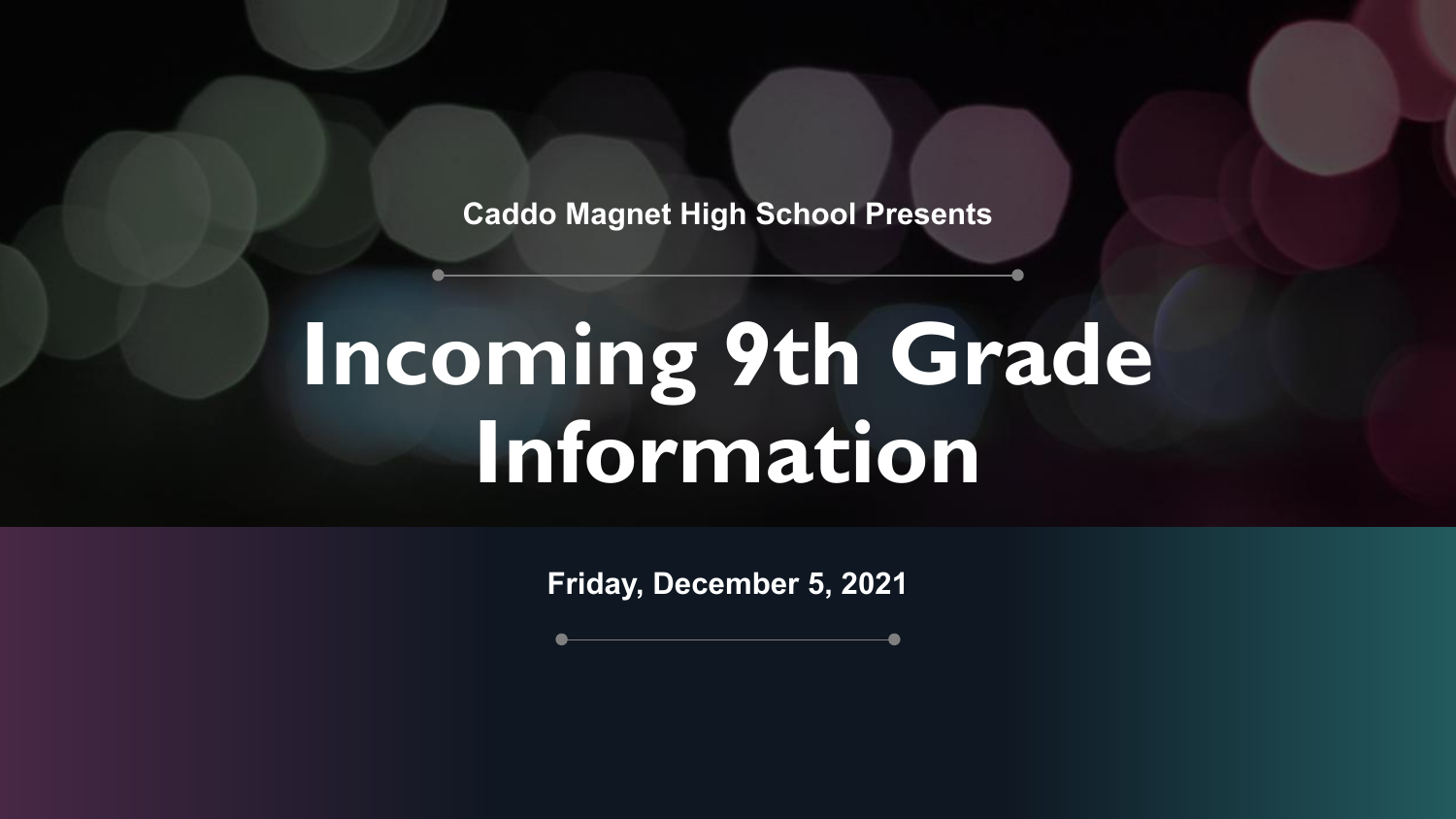Caddo Magnet High School Presents

# Incoming 9th Grade Information

Friday, December 5, 2021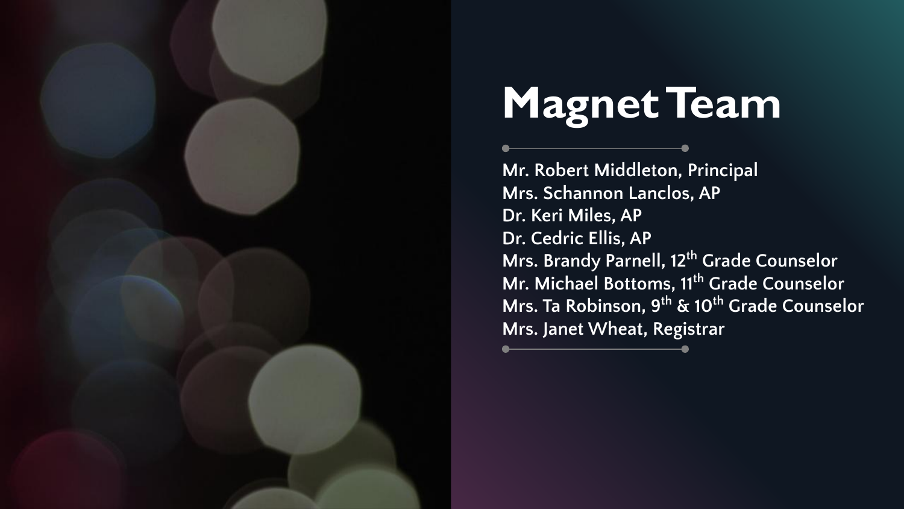# Magnet Team

Mr. Robert Middleton, Principal
Mrs. Schannon Lanclos, AP
Dr. Keri Miles, AP
Dr. Cedric Ellis, AP
Mrs. Brandy Parnell, 12th Grade Counselor
Mr. Michael Bottoms, 11th Grade Counselor
Mrs. Ta Robinson, 9th & 10th Grade Counselor
Mrs. Janet Wheat, Registrar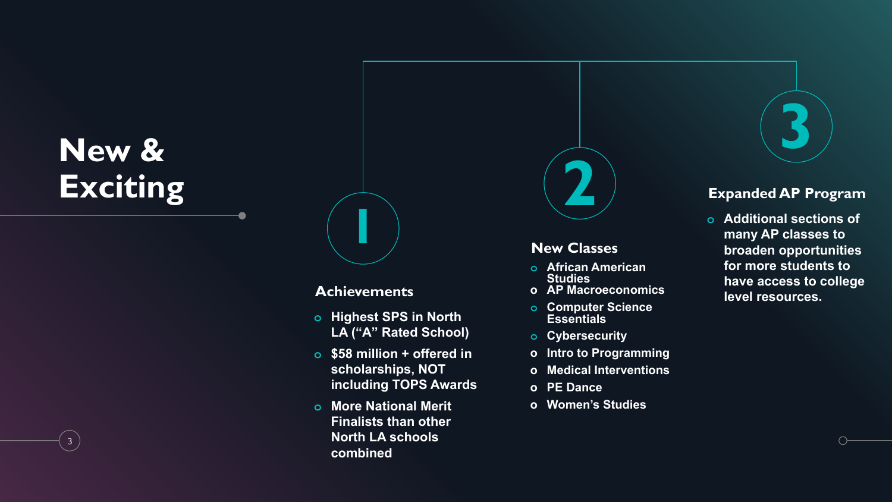# New & Exciting

## 1 Achievements

- Highest SPS in North LA (“A” Rated School)
- $58 million + offered in scholarships, NOT including TOPS Awards
- More National Merit Finalists than other North LA schools combined

## 2 New Classes

- African American Studies
- AP Macroeconomics
- Computer Science Essentials
- Cybersecurity
- Intro to Programming
- Medical Interventions
- PE Dance
- Women’s Studies

## 3 Expanded AP Program

- Additional sections of many AP classes to broaden opportunities for more students to have access to college level resources.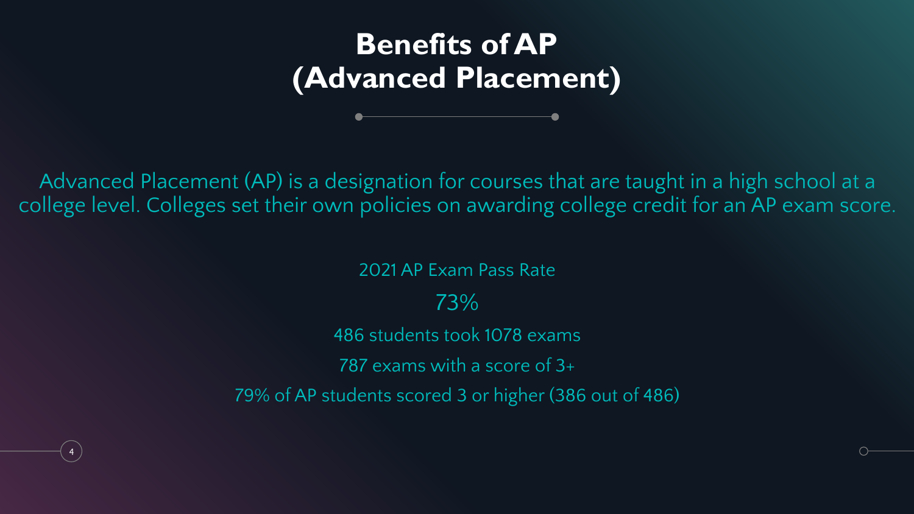# Benefits of AP (Advanced Placement)

Advanced Placement (AP) is a designation for courses that are taught in a high school at a college level. Colleges set their own policies on awarding college credit for an AP exam score.

2021 AP Exam Pass Rate

73%

486 students took 1078 exams

787 exams with a score of 3+

79% of AP students scored 3 or higher (386 out of 486)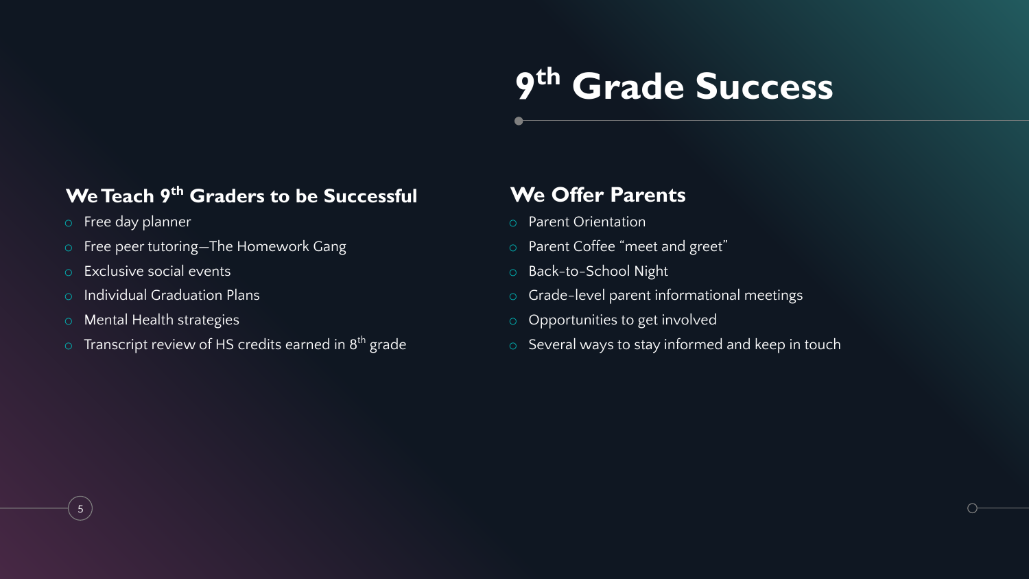# $9^{th}$ Grade Success

## We Teach $9^{th}$ Graders to be Successful

- Free day planner
- Free peer tutoring—The Homework Gang
- Exclusive social events
- Individual Graduation Plans
- Mental Health strategies
- Transcript review of HS credits earned in $8^{th}$ grade

## We Offer Parents

- Parent Orientation
- Parent Coffee "meet and greet"
- Back-to-School Night
- Grade-level parent informational meetings
- Opportunities to get involved
- Several ways to stay informed and keep in touch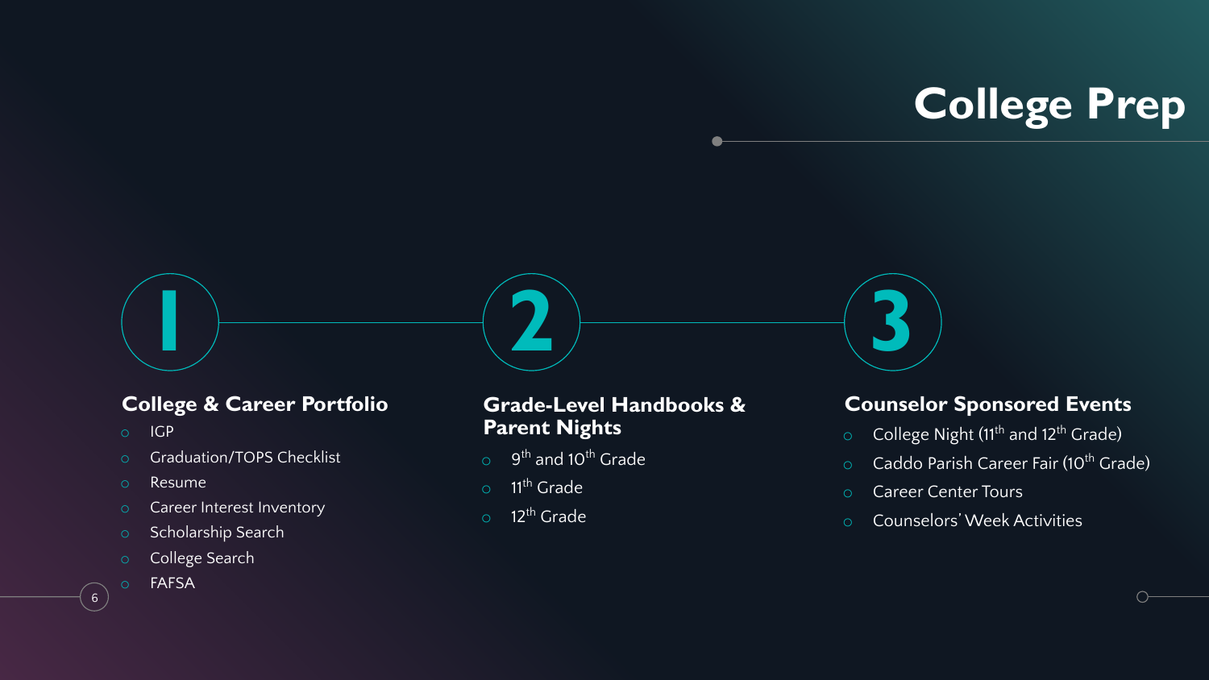# College Prep

## 1

### College & Career Portfolio

- IGP
- Graduation/TOPS Checklist
- Resume
- Career Interest Inventory
- Scholarship Search
- College Search
- FAFSA

## 2

### Grade-Level Handbooks & Parent Nights

- 9th and 10th Grade
- 11th Grade
- 12th Grade

## 3

### Counselor Sponsored Events

- College Night (11th and 12th Grade)
- Caddo Parish Career Fair (10th Grade)
- Career Center Tours
- Counselors' Week Activities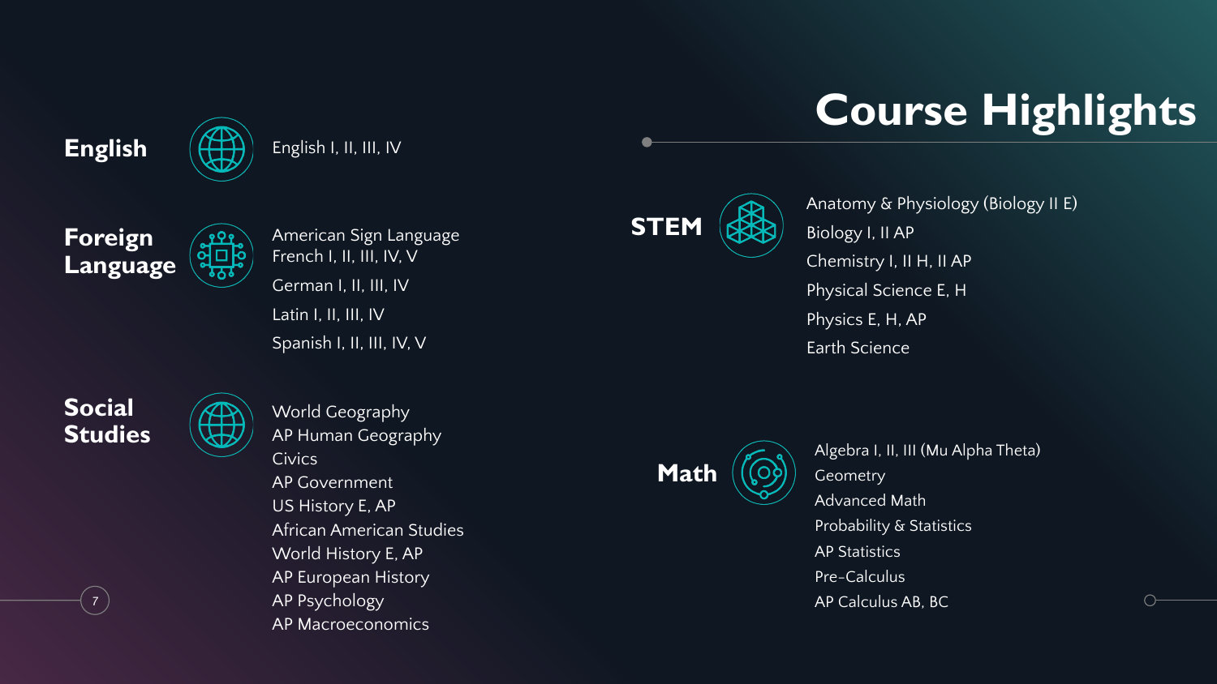# Course Highlights

## English

- English I, II, III, IV

## Foreign Language

- American Sign Language
- French I, II, III, IV, V
- German I, II, III, IV
- Latin I, II, III, IV
- Spanish I, II, III, IV, V

## Social Studies

- World Geography
- AP Human Geography
- Civics
- AP Government
- US History E, AP
- African American Studies
- World History E, AP
- AP European History
- AP Psychology
- AP Macroeconomics

## STEM

- Anatomy & Physiology (Biology II E)
- Biology I, II AP
- Chemistry I, II H, II AP
- Physical Science E, H
- Physics E, H, AP
- Earth Science

## Math

- Algebra I, II, III (Mu Alpha Theta)
- Geometry
- Advanced Math
- Probability & Statistics
- AP Statistics
- Pre-Calculus
- AP Calculus AB, BC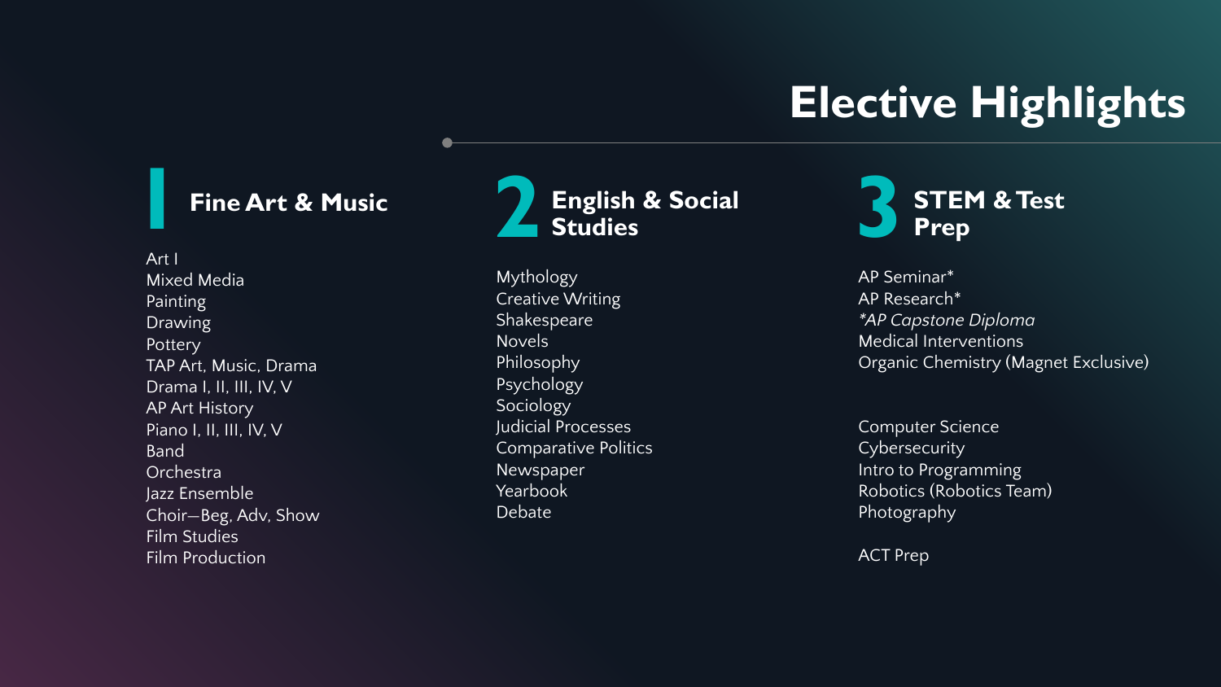# Elective Highlights

## 1 Fine Art & Music

Art I
Mixed Media
Painting
Drawing
Pottery
TAP Art, Music, Drama
Drama I, II, III, IV, V
AP Art History
Piano I, II, III, IV, V
Band
Orchestra
Jazz Ensemble
Choir—Beg, Adv, Show
Film Studies
Film Production

## 2 English & Social Studies

Mythology
Creative Writing
Shakespeare
Novels
Philosophy
Psychology
Sociology
Judicial Processes
Comparative Politics
Newspaper
Yearbook
Debate

## 3 STEM & Test Prep

AP Seminar*
AP Research*
*\*AP Capstone Diploma*
Medical Interventions
Organic Chemistry (Magnet Exclusive)

Computer Science
Cybersecurity
Intro to Programming
Robotics (Robotics Team)
Photography

ACT Prep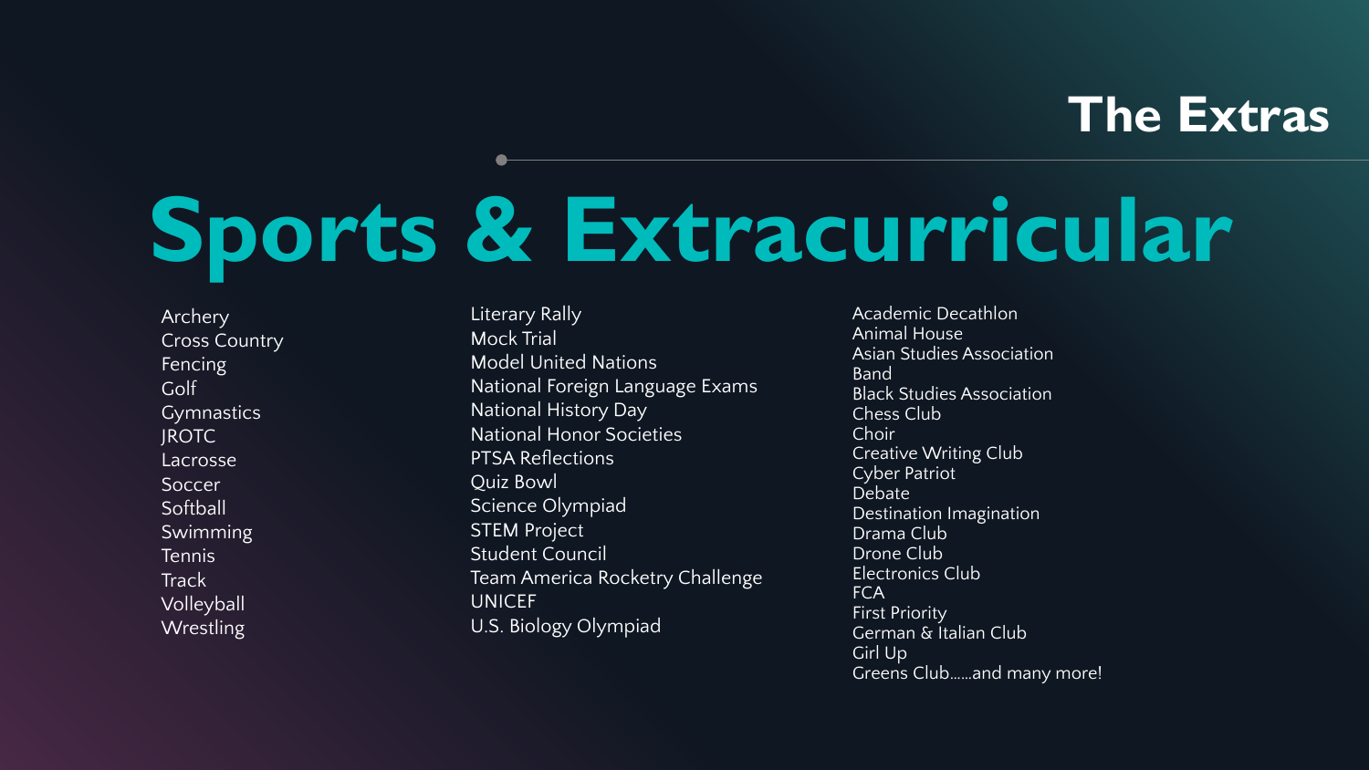## The Extras

# Sports & Extracurricular

Archery
Cross Country
Fencing
Golf
Gymnastics
JROTC
Lacrosse
Soccer
Softball
Swimming
Tennis
Track
Volleyball
Wrestling

Literary Rally
Mock Trial
Model United Nations
National Foreign Language Exams
National History Day
National Honor Societies
PTSA Reflections
Quiz Bowl
Science Olympiad
STEM Project
Student Council
Team America Rocketry Challenge
UNICEF
U.S. Biology Olympiad

Academic Decathlon
Animal House
Asian Studies Association
Band
Black Studies Association
Chess Club
Choir
Creative Writing Club
Cyber Patriot
Debate
Destination Imagination
Drama Club
Drone Club
Electronics Club
FCA
First Priority
German & Italian Club
Girl Up
Greens Club……and many more!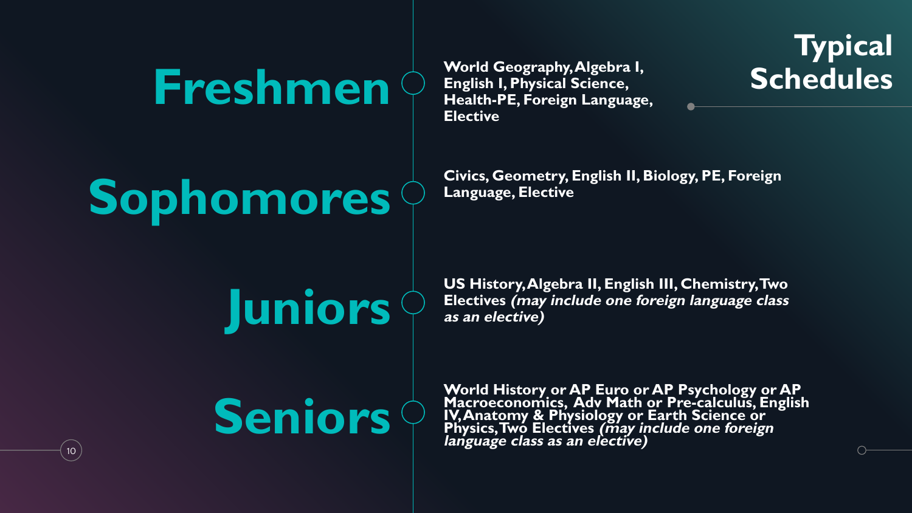# Typical Schedules

## Freshmen

**World Geography, Algebra I, English I, Physical Science, Health-PE, Foreign Language, Elective**

## Sophomores

**Civics, Geometry, English II, Biology, PE, Foreign Language, Elective**

## Juniors

**US History, Algebra II, English III, Chemistry, Two Electives** ***(may include one foreign language class as an elective)***

## Seniors

**World History or AP Euro or AP Psychology or AP Macroeconomics, Adv Math or Pre-calculus, English IV, Anatomy & Physiology or Earth Science or Physics, Two Electives** ***(may include one foreign language class as an elective)***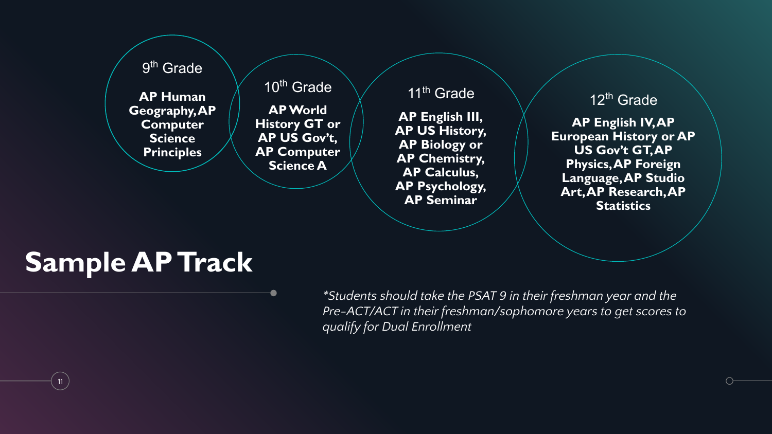# Sample AP Track

### 9th Grade

**AP Human Geography, AP Computer Science Principles**

### 10th Grade

**AP World History GT or AP US Gov't, AP Computer Science A**

### 11th Grade

**AP English III, AP US History, AP Biology or AP Chemistry, AP Calculus, AP Psychology, AP Seminar**

### 12th Grade

**AP English IV, AP European History or AP US Gov't GT, AP Physics, AP Foreign Language, AP Studio Art, AP Research, AP Statistics**

*\*Students should take the PSAT 9 in their freshman year and the Pre-ACT/ACT in their freshman/sophomore years to get scores to qualify for Dual Enrollment*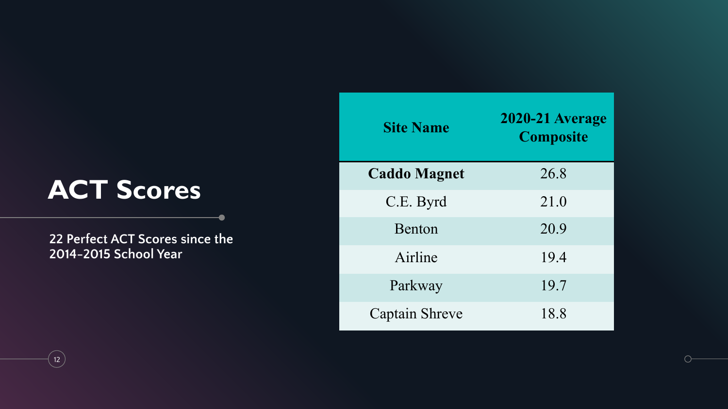# ACT Scores

22 Perfect ACT Scores since the 2014-2015 School Year

| Site Name | 2020-21 Average Composite |
|---|---|
| **Caddo Magnet** | 26.8 |
| C.E. Byrd | 21.0 |
| Benton | 20.9 |
| Airline | 19.4 |
| Parkway | 19.7 |
| Captain Shreve | 18.8 |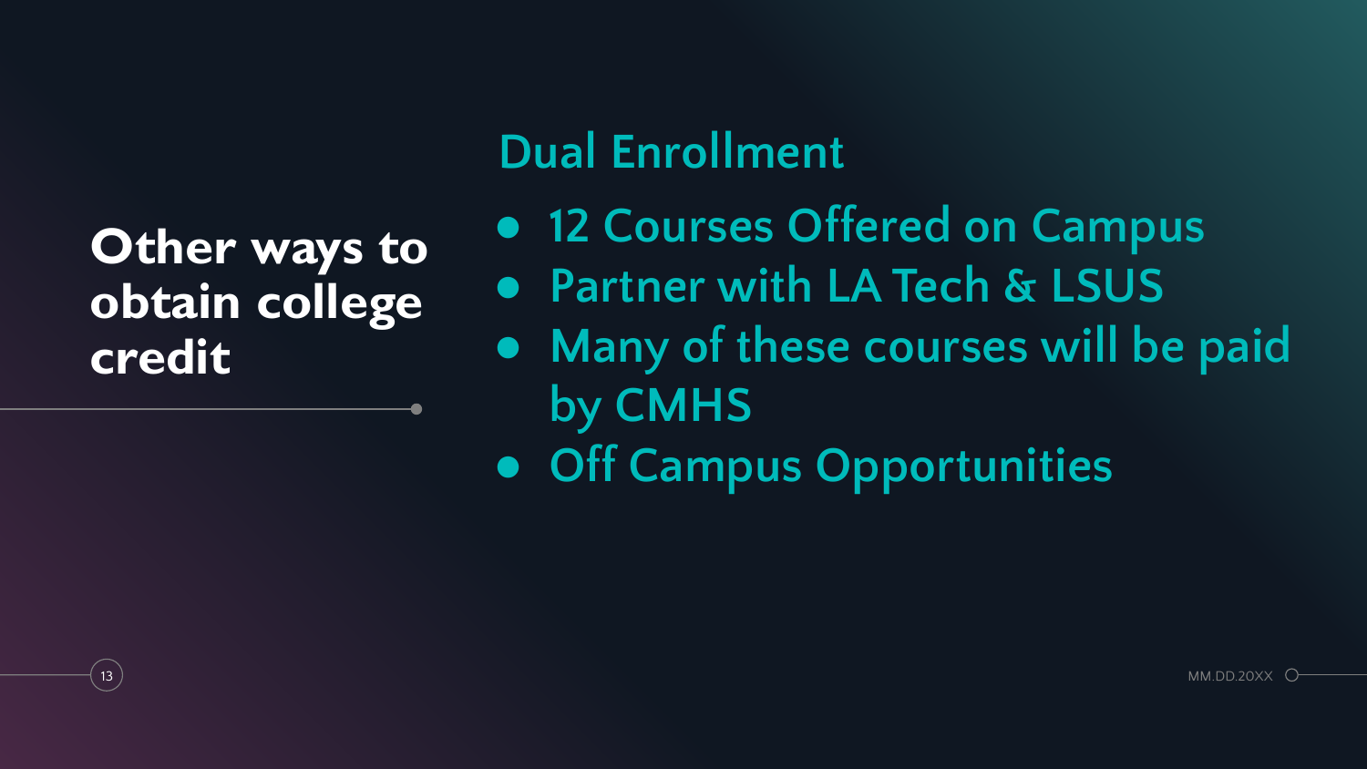# Other ways to obtain college credit

## Dual Enrollment

- 12 Courses Offered on Campus
- Partner with LA Tech & LSUS
- Many of these courses will be paid by CMHS
- Off Campus Opportunities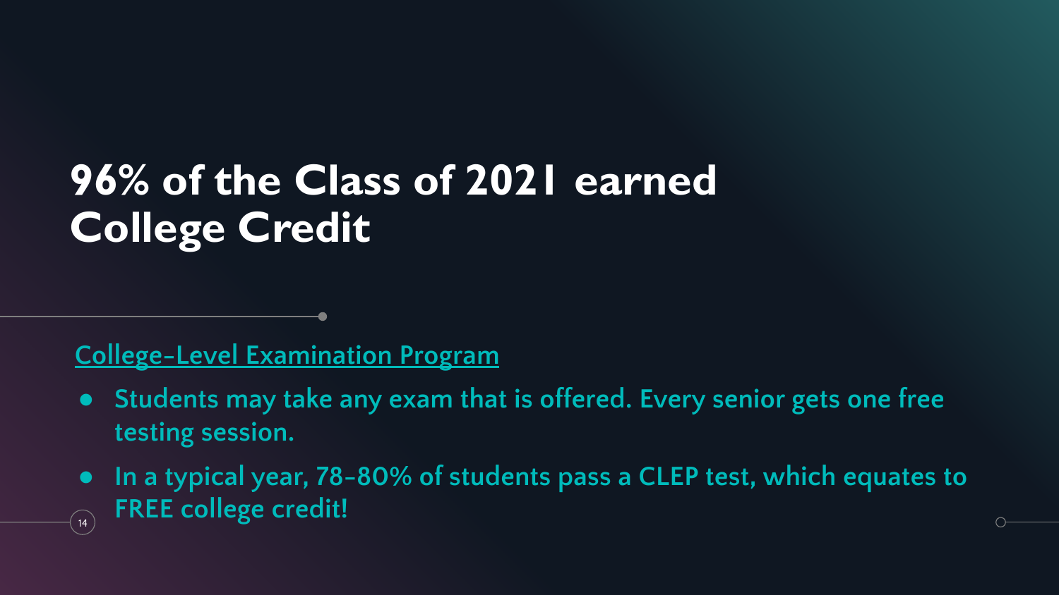# 96% of the Class of 2021 earned College Credit

College-Level Examination Program

- Students may take any exam that is offered. Every senior gets one free testing session.
- In a typical year, 78-80% of students pass a CLEP test, which equates to FREE college credit!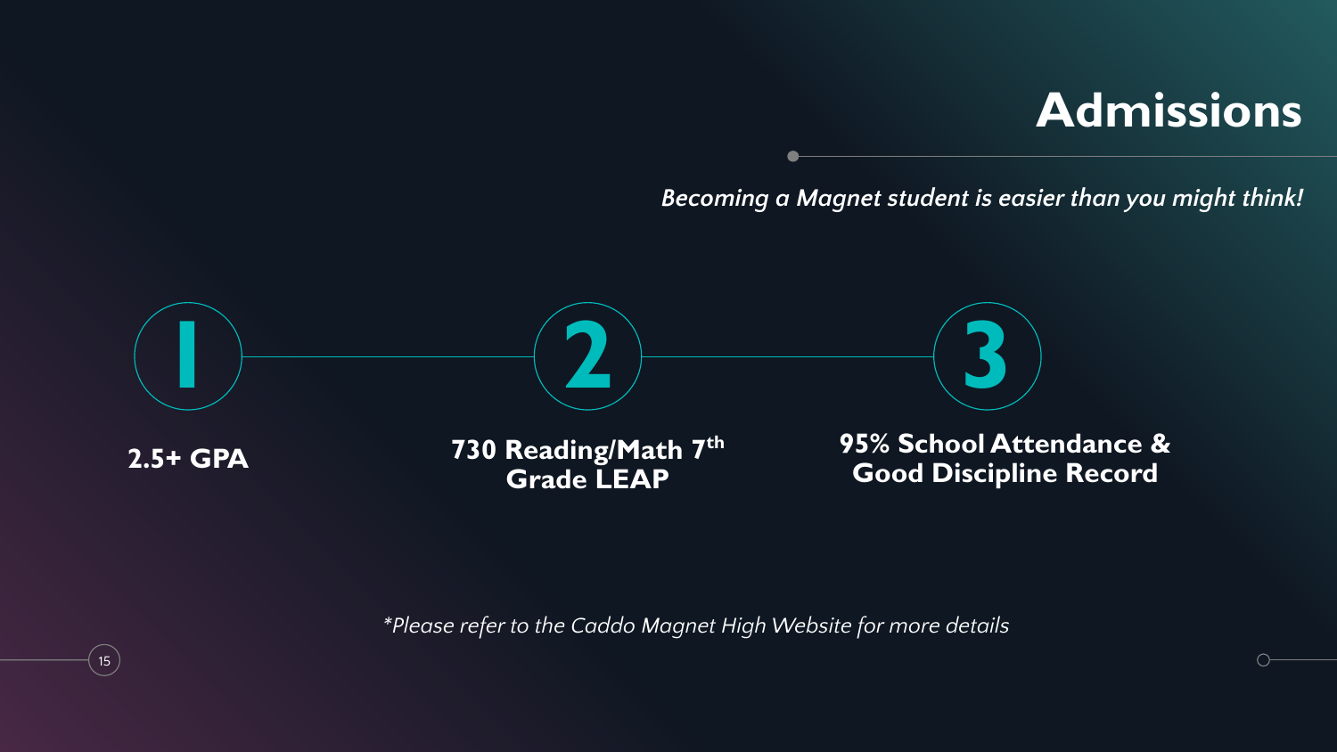# Admissions

*Becoming a Magnet student is easier than you might think!*

1. **2.5+ GPA**
2. **730 Reading/Math 7th Grade LEAP**
3. **95% School Attendance & Good Discipline Record**

*\*Please refer to the Caddo Magnet High Website for more details*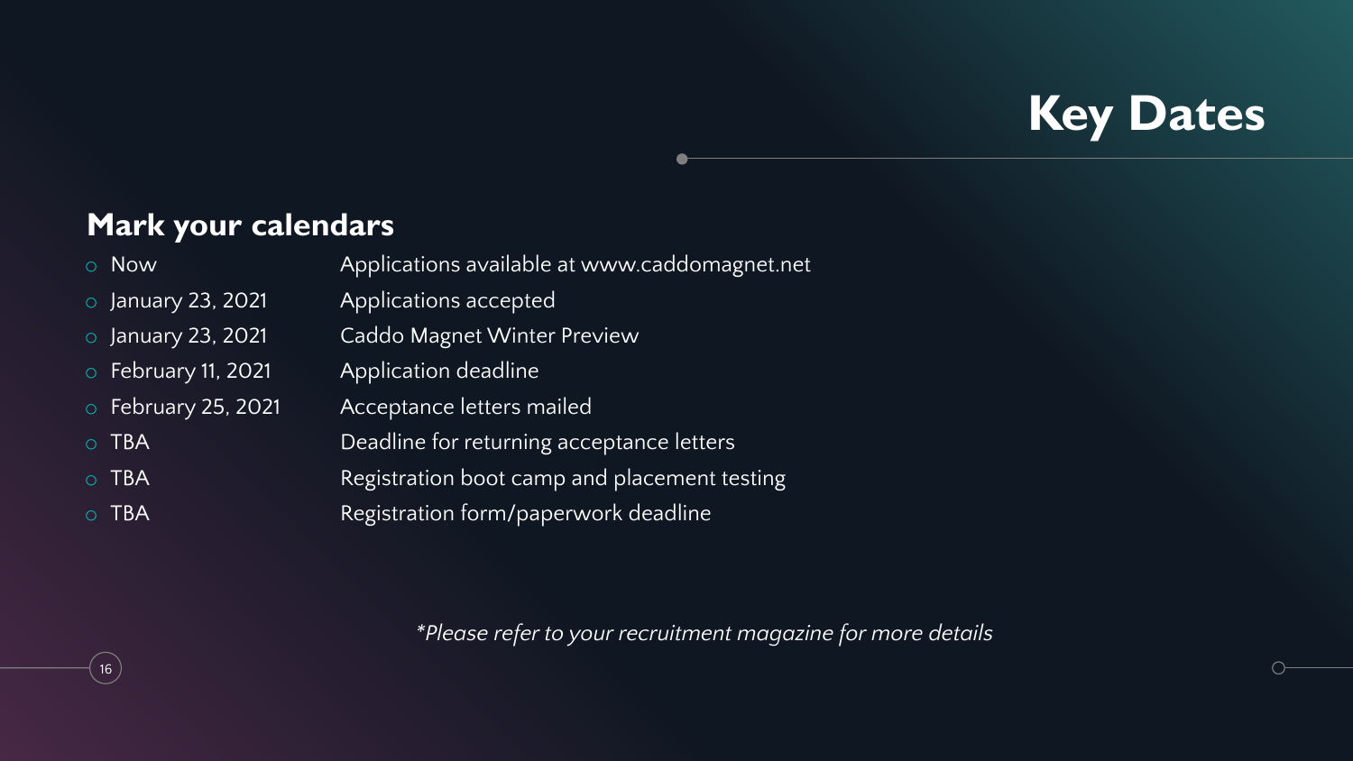# Key Dates

## Mark your calendars

| | |
|---|---|
| Now | Applications available at www.caddomagnet.net |
| January 23, 2021 | Applications accepted |
| January 23, 2021 | Caddo Magnet Winter Preview |
| February 11, 2021 | Application deadline |
| February 25, 2021 | Acceptance letters mailed |
| TBA | Deadline for returning acceptance letters |
| TBA | Registration boot camp and placement testing |
| TBA | Registration form/paperwork deadline |

**Note:** *\*Please refer to your recruitment magazine for more details*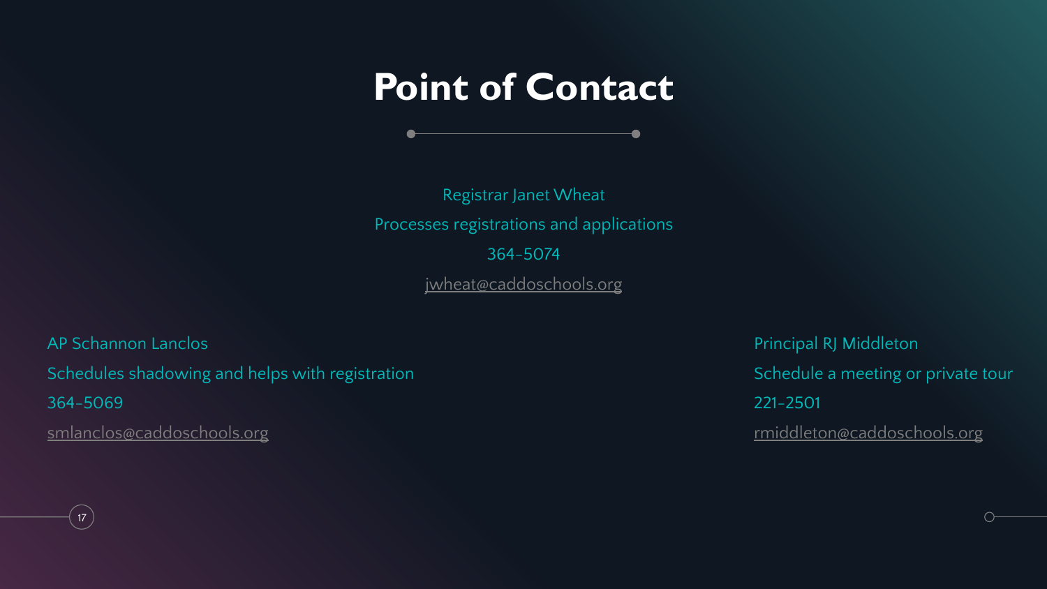# Point of Contact

Registrar Janet Wheat

Processes registrations and applications

364-5074

jwheat@caddoschools.org

AP Schannon Lanclos

Schedules shadowing and helps with registration

364-5069

smlanclos@caddoschools.org

Principal RJ Middleton

Schedule a meeting or private tour

221-2501

rmiddleton@caddoschools.org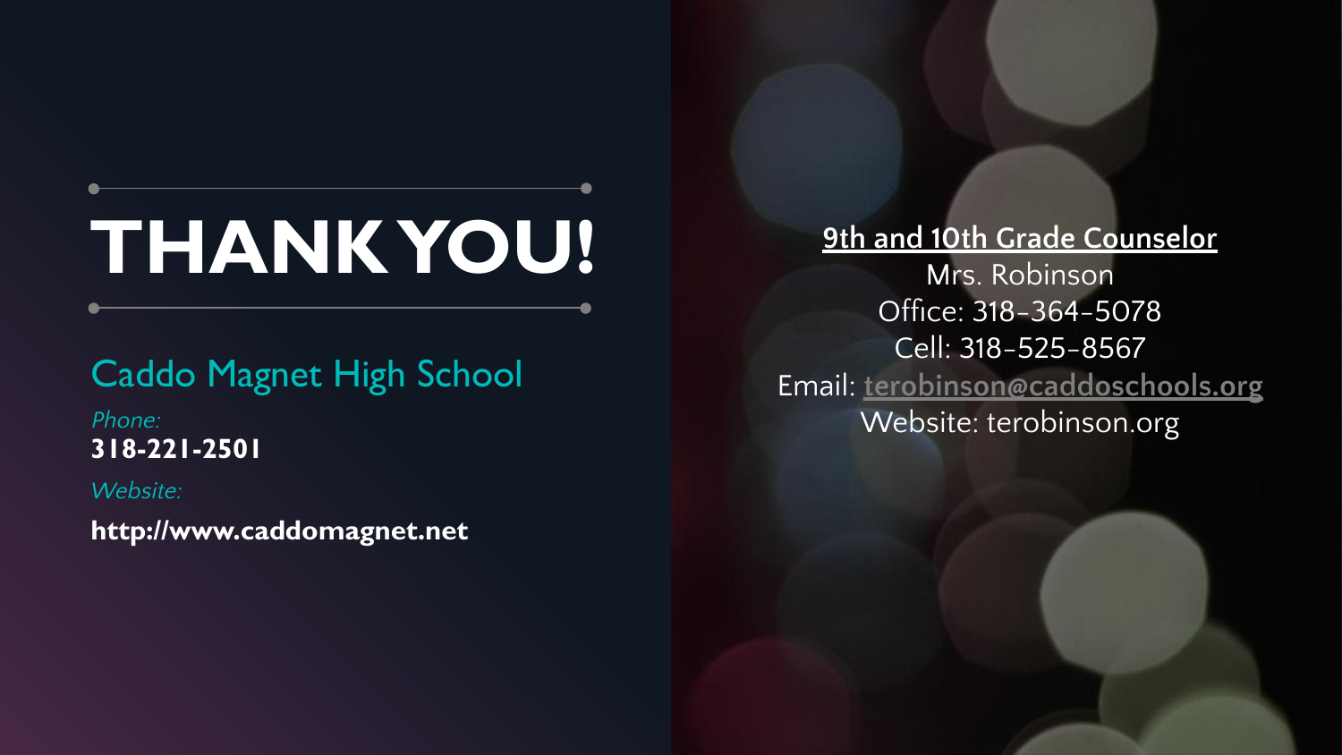# THANK YOU!

Caddo Magnet High School

*Phone:*

**318-221-2501**

*Website:*

**http://www.caddomagnet.net**

**9th and 10th Grade Counselor**

Mrs. Robinson

Office: 318-364-5078

Cell: 318-525-8567

Email: terobinson@caddoschools.org

Website: terobinson.org